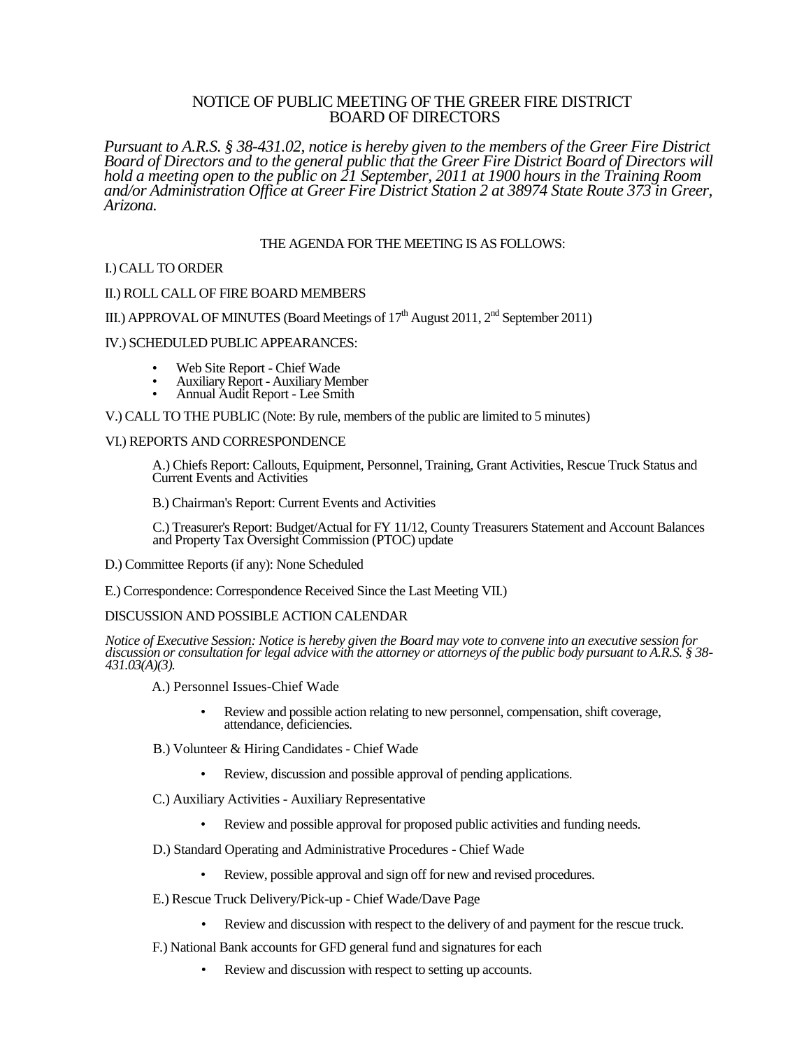# NOTICE OF PUBLIC MEETING OF THE GREER FIRE DISTRICT BOARD OF DIRECTORS

*Pursuant to A.R.S. § 38-431.02, notice is hereby given to the members of the Greer Fire District Board of Directors and to the general public that the Greer Fire District Board of Directors will hold a meeting open to the public on 21 September, 2011 at 1900 hours in the Training Room and/or Administration Office at Greer Fire District Station 2 at 38974 State Route 373 in Greer, Arizona.*

THE AGENDA FOR THE MEETING IS AS FOLLOWS:

I.) CALL TO ORDER

II.) ROLL CALL OF FIRE BOARD MEMBERS

III.) APPROVAL OF MINUTES (Board Meetings of 17th August 2011, 2nd September 2011)

IV.) SCHEDULED PUBLIC APPEARANCES:

- Web Site Report - Chief Wade
- Auxiliary Report - Auxiliary Member
- Annual Audit Report - Lee Smith

V.) CALL TO THE PUBLIC (Note: By rule, members of the public are limited to 5 minutes)

VI.) REPORTS AND CORRESPONDENCE

A.) Chiefs Report: Callouts, Equipment, Personnel, Training, Grant Activities, Rescue Truck Status and Current Events and Activities

B.) Chairman's Report: Current Events and Activities

C.) Treasurer's Report: Budget/Actual for FY 11/12, County Treasurers Statement and Account Balances and Property Tax Oversight Commission (PTOC) update

D.) Committee Reports (if any): None Scheduled

E.) Correspondence: Correspondence Received Since the Last Meeting VII.)

DISCUSSION AND POSSIBLE ACTION CALENDAR

*Notice of Executive Session: Notice is hereby given the Board may vote to convene into an executive session for discussion or consultation for legal advice with the attorney or attorneys of the public body pursuant to A.R.S. § 38-431.03(A)(3).*

A.) Personnel Issues-Chief Wade

- Review and possible action relating to new personnel, compensation, shift coverage, attendance, deficiencies.

B.) Volunteer & Hiring Candidates - Chief Wade

- Review, discussion and possible approval of pending applications.

C.) Auxiliary Activities - Auxiliary Representative

- Review and possible approval for proposed public activities and funding needs.

D.) Standard Operating and Administrative Procedures - Chief Wade

- Review, possible approval and sign off for new and revised procedures.

E.) Rescue Truck Delivery/Pick-up - Chief Wade/Dave Page

- Review and discussion with respect to the delivery of and payment for the rescue truck.

F.) National Bank accounts for GFD general fund and signatures for each

- Review and discussion with respect to setting up accounts.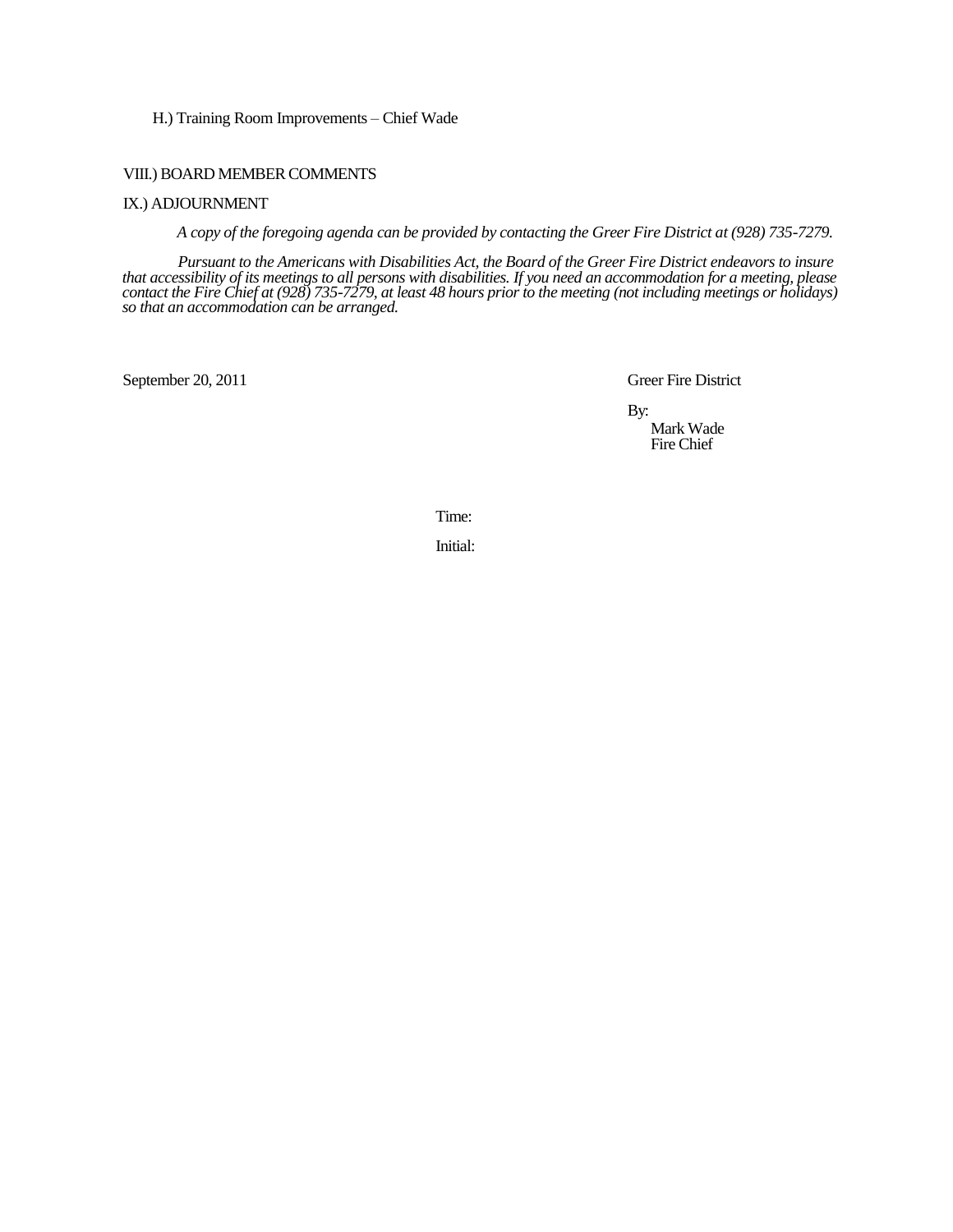H.) Training Room Improvements – Chief Wade

VIII.) BOARD MEMBER COMMENTS

IX.) ADJOURNMENT

*A copy of the foregoing agenda can be provided by contacting the Greer Fire District at (928) 735-7279.*

*Pursuant to the Americans with Disabilities Act, the Board of the Greer Fire District endeavors to insure that accessibility of its meetings to all persons with disabilities. If you need an accommodation for a meeting, please contact the Fire Chief at (928) 735-7279, at least 48 hours prior to the meeting (not including meetings or holidays) so that an accommodation can be arranged.*

September 20, 2011

Greer Fire District

By:
Mark Wade
Fire Chief

Time:

Initial: